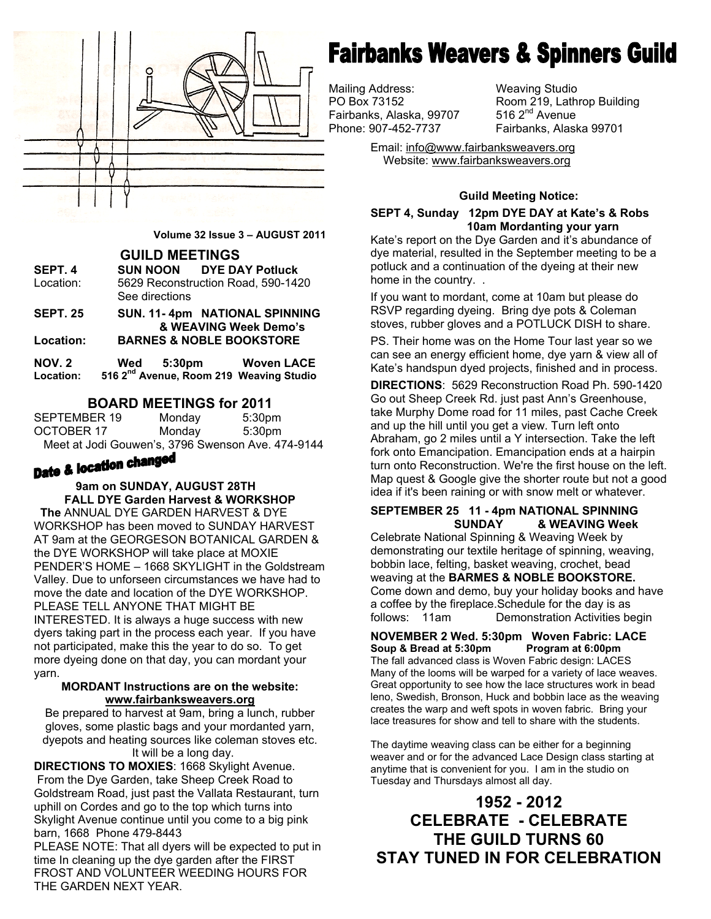# Fairbanks Weavers & Spinners Guild

Mailing Address:
PO Box 73152
Fairbanks, Alaska, 99707
Phone: 907-452-7737

Weaving Studio
Room 219, Lathrop Building
516 2nd Avenue
Fairbanks, Alaska 99701

Email: info@www.fairbanksweavers.org
Website: www.fairbanksweavers.org

**Volume 32 Issue 3 – AUGUST 2011**

## GUILD MEETINGS

| | | |
|---|---|---|
| **SEPT. 4** | **SUN NOON** | **DYE DAY Potluck** |
| Location: | 5629 Reconstruction Road, 590-1420 See directions | |
| **SEPT. 25** | **SUN. 11- 4pm** | **NATIONAL SPINNING & WEAVING Week Demo's** |
| **Location:** | **BARNES & NOBLE BOOKSTORE** | |
| **NOV. 2** | **Wed 5:30pm** | **Woven LACE** |
| **Location:** | **516 2nd Avenue, Room 219 Weaving Studio** | |

## BOARD MEETINGS for 2011

| | | |
|---|---|---|
| SEPTEMBER 19 | Monday | 5:30pm |
| OCTOBER 17 | Monday | 5:30pm |

Meet at Jodi Gouwen's, 3796 Swenson Ave. 474-9144

### Date & location changed

**9am on SUNDAY, AUGUST 28TH**
**FALL DYE Garden Harvest & WORKSHOP**

**The** ANNUAL DYE GARDEN HARVEST & DYE WORKSHOP has been moved to SUNDAY HARVEST AT 9am at the GEORGESON BOTANICAL GARDEN & the DYE WORKSHOP will take place at MOXIE PENDER'S HOME – 1668 SKYLIGHT in the Goldstream Valley. Due to unforseen circumstances we have had to move the date and location of the DYE WORKSHOP. PLEASE TELL ANYONE THAT MIGHT BE INTERESTED. It is always a huge success with new dyers taking part in the process each year. If you have not participated, make this the year to do so. To get more dyeing done on that day, you can mordant your yarn.

**MORDANT Instructions are on the website: www.fairbanksweavers.org**

Be prepared to harvest at 9am, bring a lunch, rubber gloves, some plastic bags and your mordanted yarn, dyepots and heating sources like coleman stoves etc. It will be a long day.

**DIRECTIONS TO MOXIES**: 1668 Skylight Avenue. From the Dye Garden, take Sheep Creek Road to Goldstream Road, just past the Vallata Restaurant, turn uphill on Cordes and go to the top which turns into Skylight Avenue continue until you come to a big pink barn, 1668 Phone 479-8443

PLEASE NOTE: That all dyers will be expected to put in time In cleaning up the dye garden after the FIRST FROST AND VOLUNTEER WEEDING HOURS FOR THE GARDEN NEXT YEAR.

**Guild Meeting Notice:**

**SEPT 4, Sunday 12pm DYE DAY at Kate's & Robs**
**10am Mordanting your yarn**

Kate's report on the Dye Garden and it's abundance of dye material, resulted in the September meeting to be a potluck and a continuation of the dyeing at their new home in the country. .

If you want to mordant, come at 10am but please do RSVP regarding dyeing. Bring dye pots & Coleman stoves, rubber gloves and a POTLUCK DISH to share.

PS. Their home was on the Home Tour last year so we can see an energy efficient home, dye yarn & view all of Kate's handspun dyed projects, finished and in process.

**DIRECTIONS**: 5629 Reconstruction Road Ph. 590-1420 Go out Sheep Creek Rd. just past Ann's Greenhouse, take Murphy Dome road for 11 miles, past Cache Creek and up the hill until you get a view. Turn left onto Abraham, go 2 miles until a Y intersection. Take the left fork onto Emancipation. Emancipation ends at a hairpin turn onto Reconstruction. We're the first house on the left. Map quest & Google give the shorter route but not a good idea if it's been raining or with snow melt or whatever.

**SEPTEMBER 25 11 - 4pm NATIONAL SPINNING SUNDAY & WEAVING Week**

Celebrate National Spinning & Weaving Week by demonstrating our textile heritage of spinning, weaving, bobbin lace, felting, basket weaving, crochet, bead weaving at the **BARMES & NOBLE BOOKSTORE.** Come down and demo, buy your holiday books and have a coffee by the fireplace.Schedule for the day is as follows: 11am Demonstration Activities begin

**NOVEMBER 2 Wed. 5:30pm Woven Fabric: LACE**
**Soup & Bread at 5:30pm Program at 6:00pm**

The fall advanced class is Woven Fabric design: LACES Many of the looms will be warped for a variety of lace weaves. Great opportunity to see how the lace structures work in bead leno, Swedish, Bronson, Huck and bobbin lace as the weaving creates the warp and weft spots in woven fabric. Bring your lace treasures for show and tell to share with the students.

The daytime weaving class can be either for a beginning weaver and or for the advanced Lace Design class starting at anytime that is convenient for you. I am in the studio on Tuesday and Thursdays almost all day.

## 1952 - 2012
## CELEBRATE - CELEBRATE
## THE GUILD TURNS 60
## STAY TUNED IN FOR CELEBRATION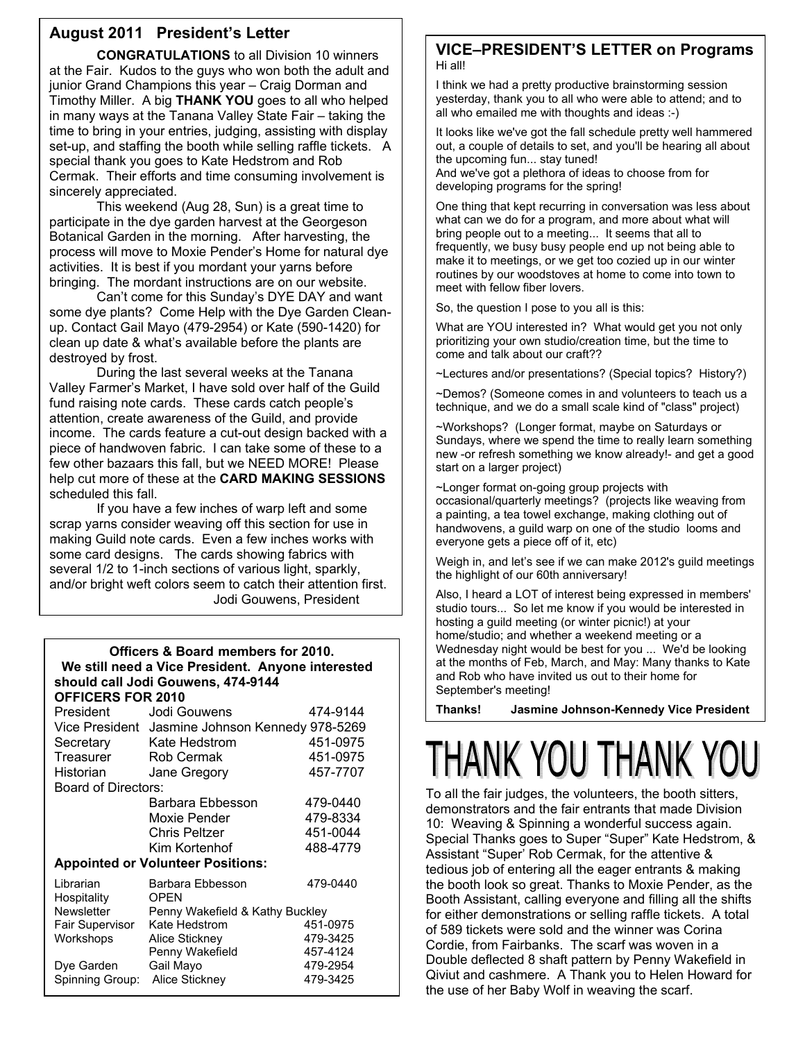## August 2011 President's Letter

**CONGRATULATIONS** to all Division 10 winners at the Fair. Kudos to the guys who won both the adult and junior Grand Champions this year – Craig Dorman and Timothy Miller. A big **THANK YOU** goes to all who helped in many ways at the Tanana Valley State Fair – taking the time to bring in your entries, judging, assisting with display set-up, and staffing the booth while selling raffle tickets. A special thank you goes to Kate Hedstrom and Rob Cermak. Their efforts and time consuming involvement is sincerely appreciated.

This weekend (Aug 28, Sun) is a great time to participate in the dye garden harvest at the Georgeson Botanical Garden in the morning. After harvesting, the process will move to Moxie Pender's Home for natural dye activities. It is best if you mordant your yarns before bringing. The mordant instructions are on our website.

Can't come for this Sunday's DYE DAY and want some dye plants? Come Help with the Dye Garden Clean-up. Contact Gail Mayo (479-2954) or Kate (590-1420) for clean up date & what's available before the plants are destroyed by frost.

During the last several weeks at the Tanana Valley Farmer's Market, I have sold over half of the Guild fund raising note cards. These cards catch people's attention, create awareness of the Guild, and provide income. The cards feature a cut-out design backed with a piece of handwoven fabric. I can take some of these to a few other bazaars this fall, but we NEED MORE! Please help cut more of these at the **CARD MAKING SESSIONS** scheduled this fall.

If you have a few inches of warp left and some scrap yarns consider weaving off this section for use in making Guild note cards. Even a few inches works with some card designs. The cards showing fabrics with several 1/2 to 1-inch sections of various light, sparkly, and/or bright weft colors seem to catch their attention first.

Jodi Gouwens, President

**Officers & Board members for 2010.**
**We still need a Vice President. Anyone interested should call Jodi Gouwens, 474-9144**

**OFFICERS FOR 2010**

| | | |
|---|---|---|
| President | Jodi Gouwens | 474-9144 |
| Vice President | Jasmine Johnson Kennedy | 978-5269 |
| Secretary | Kate Hedstrom | 451-0975 |
| Treasurer | Rob Cermak | 451-0975 |
| Historian | Jane Gregory | 457-7707 |
| Board of Directors: | | |
| | Barbara Ebbesson | 479-0440 |
| | Moxie Pender | 479-8334 |
| | Chris Peltzer | 451-0044 |
| | Kim Kortenhof | 488-4779 |

**Appointed or Volunteer Positions:**

| | | |
|---|---|---|
| Librarian | Barbara Ebbesson | 479-0440 |
| Hospitality | OPEN | |
| Newsletter | Penny Wakefield & Kathy Buckley | |
| Fair Supervisor | Kate Hedstrom | 451-0975 |
| Workshops | Alice Stickney | 479-3425 |
| | Penny Wakefield | 457-4124 |
| Dye Garden | Gail Mayo | 479-2954 |
| Spinning Group: | Alice Stickney | 479-3425 |

## VICE–PRESIDENT'S LETTER on Programs

Hi all!

I think we had a pretty productive brainstorming session yesterday, thank you to all who were able to attend; and to all who emailed me with thoughts and ideas :-)

It looks like we've got the fall schedule pretty well hammered out, a couple of details to set, and you'll be hearing all about the upcoming fun... stay tuned!
And we've got a plethora of ideas to choose from for developing programs for the spring!

One thing that kept recurring in conversation was less about what can we do for a program, and more about what will bring people out to a meeting... It seems that all to frequently, we busy busy people end up not being able to make it to meetings, or we get too cozied up in our winter routines by our woodstoves at home to come into town to meet with fellow fiber lovers.

So, the question I pose to you all is this:

What are YOU interested in? What would get you not only prioritizing your own studio/creation time, but the time to come and talk about our craft??

~Lectures and/or presentations? (Special topics? History?)

~Demos? (Someone comes in and volunteers to teach us a technique, and we do a small scale kind of "class" project)

~Workshops? (Longer format, maybe on Saturdays or Sundays, where we spend the time to really learn something new -or refresh something we know already!- and get a good start on a larger project)

~Longer format on-going group projects with occasional/quarterly meetings? (projects like weaving from a painting, a tea towel exchange, making clothing out of handwovens, a guild warp on one of the studio looms and everyone gets a piece off of it, etc)

Weigh in, and let's see if we can make 2012's guild meetings the highlight of our 60th anniversary!

Also, I heard a LOT of interest being expressed in members' studio tours... So let me know if you would be interested in hosting a guild meeting (or winter picnic!) at your home/studio; and whether a weekend meeting or a Wednesday night would be best for you ... We'd be looking at the months of Feb, March, and May: Many thanks to Kate and Rob who have invited us out to their home for September's meeting!

**Thanks! Jasmine Johnson-Kennedy Vice President**

# THANK YOU THANK YOU

To all the fair judges, the volunteers, the booth sitters, demonstrators and the fair entrants that made Division 10: Weaving & Spinning a wonderful success again. Special Thanks goes to Super "Super" Kate Hedstrom, & Assistant "Super' Rob Cermak, for the attentive & tedious job of entering all the eager entrants & making the booth look so great. Thanks to Moxie Pender, as the Booth Assistant, calling everyone and filling all the shifts for either demonstrations or selling raffle tickets. A total of 589 tickets were sold and the winner was Corina Cordie, from Fairbanks. The scarf was woven in a Double deflected 8 shaft pattern by Penny Wakefield in Qiviut and cashmere. A Thank you to Helen Howard for the use of her Baby Wolf in weaving the scarf.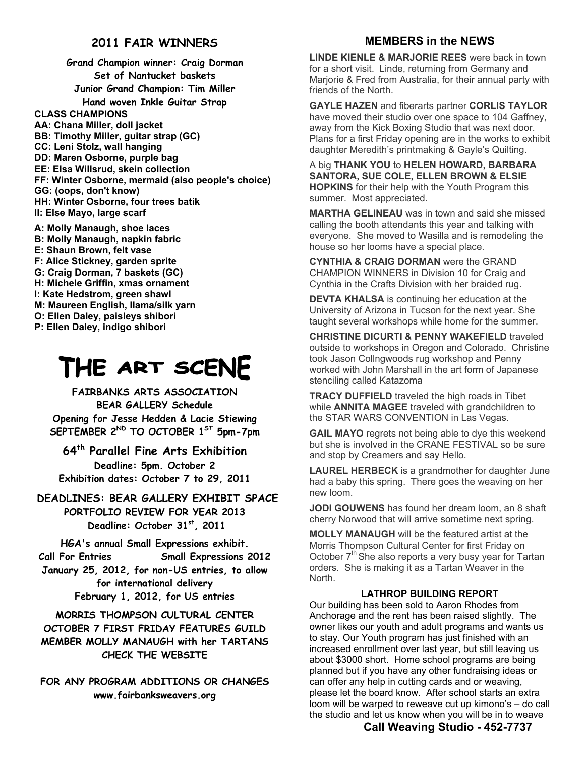## 2011 FAIR WINNERS

**Grand Champion winner: Craig Dorman**
**Set of Nantucket baskets**
**Junior Grand Champion: Tim Miller**
**Hand woven Inkle Guitar Strap**

**CLASS CHAMPIONS**

**AA: Chana Miller, doll jacket**
**BB: Timothy Miller, guitar strap (GC)**
**CC: Leni Stolz, wall hanging**
**DD: Maren Osborne, purple bag**
**EE: Elsa Willsrud, skein collection**
**FF: Winter Osborne, mermaid (also people's choice)**
**GG: (oops, don't know)**
**HH: Winter Osborne, four trees batik**
**II: Else Mayo, large scarf**

**A: Molly Manaugh, shoe laces**
**B: Molly Manaugh, napkin fabric**
**E: Shaun Brown, felt vase**
**F: Alice Stickney, garden sprite**
**G: Craig Dorman, 7 baskets (GC)**
**H: Michele Griffin, xmas ornament**
**I: Kate Hedstrom, green shawl**
**M: Maureen English, llama/silk yarn**
**O: Ellen Daley, paisleys shibori**
**P: Ellen Daley, indigo shibori**

# THE ART SCENE

**FAIRBANKS ARTS ASSOCIATION**
**BEAR GALLERY Schedule**
**Opening for Jesse Hedden & Lacie Stiewing**
**SEPTEMBER 2ND TO OCTOBER 1ST 5pm-7pm**

### 64th Parallel Fine Arts Exhibition

**Deadline: 5pm. October 2**
**Exhibition dates: October 7 to 29, 2011**

### DEADLINES: BEAR GALLERY EXHIBIT SPACE

**PORTFOLIO REVIEW FOR YEAR 2013**
**Deadline: October 31st, 2011**

**HGA's annual Small Expressions exhibit.**
**Call For Entries Small Expressions 2012**
**January 25, 2012, for non-US entries, to allow for international delivery**
**February 1, 2012, for US entries**

**MORRIS THOMPSON CULTURAL CENTER OCTOBER 7 FIRST FRIDAY FEATURES GUILD MEMBER MOLLY MANAUGH with her TARTANS CHECK THE WEBSITE**

**FOR ANY PROGRAM ADDITIONS OR CHANGES**
**www.fairbanksweavers.org**

## MEMBERS in the NEWS

**LINDE KIENLE & MARJORIE REES** were back in town for a short visit. Linde, returning from Germany and Marjorie & Fred from Australia, for their annual party with friends of the North.

**GAYLE HAZEN** and fiberarts partner **CORLIS TAYLOR** have moved their studio over one space to 104 Gaffney, away from the Kick Boxing Studio that was next door. Plans for a first Friday opening are in the works to exhibit daughter Meredith's printmaking & Gayle's Quilting.

A big **THANK YOU** to **HELEN HOWARD, BARBARA SANTORA, SUE COLE, ELLEN BROWN & ELSIE HOPKINS** for their help with the Youth Program this summer. Most appreciated.

**MARTHA GELINEAU** was in town and said she missed calling the booth attendants this year and talking with everyone. She moved to Wasilla and is remodeling the house so her looms have a special place.

**CYNTHIA & CRAIG DORMAN** were the GRAND CHAMPION WINNERS in Division 10 for Craig and Cynthia in the Crafts Division with her braided rug.

**DEVTA KHALSA** is continuing her education at the University of Arizona in Tucson for the next year. She taught several workshops while home for the summer.

**CHRISTINE DICURTI & PENNY WAKEFIELD** traveled outside to workshops in Oregon and Colorado. Christine took Jason Collngwoods rug workshop and Penny worked with John Marshall in the art form of Japanese stenciling called Katazoma

**TRACY DUFFIELD** traveled the high roads in Tibet while **ANNITA MAGEE** traveled with grandchildren to the STAR WARS CONVENTION in Las Vegas.

**GAIL MAYO** regrets not being able to dye this weekend but she is involved in the CRANE FESTIVAL so be sure and stop by Creamers and say Hello.

**LAUREL HERBECK** is a grandmother for daughter June had a baby this spring. There goes the weaving on her new loom.

**JODI GOUWENS** has found her dream loom, an 8 shaft cherry Norwood that will arrive sometime next spring.

**MOLLY MANAUGH** will be the featured artist at the Morris Thompson Cultural Center for first Friday on October 7th She also reports a very busy year for Tartan orders. She is making it as a Tartan Weaver in the North.

### LATHROP BUILDING REPORT

Our building has been sold to Aaron Rhodes from Anchorage and the rent has been raised slightly. The owner likes our youth and adult programs and wants us to stay. Our Youth program has just finished with an increased enrollment over last year, but still leaving us about $3000 short. Home school programs are being planned but if you have any other fundraising ideas or can offer any help in cutting cards and or weaving, please let the board know. After school starts an extra loom will be warped to reweave cut up kimono's – do call the studio and let us know when you will be in to weave

**Call Weaving Studio - 452-7737**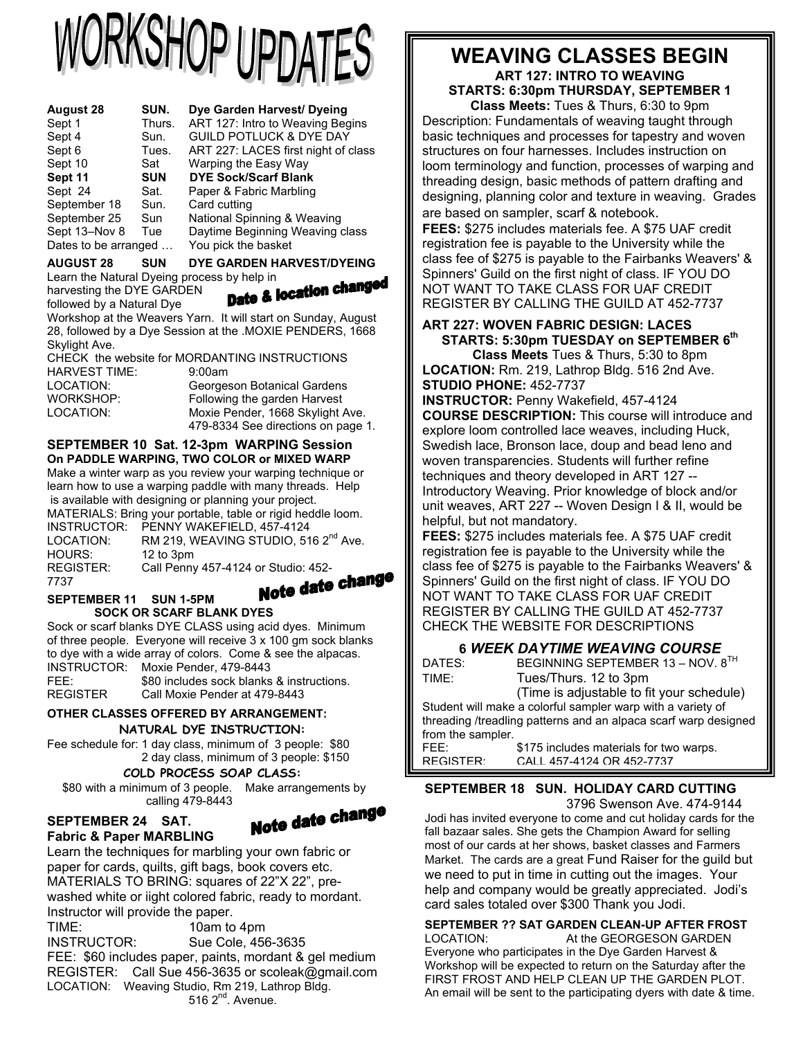# WORKSHOP UPDATES

| | | |
|---|---|---|
| **August 28** | **SUN.** | **Dye Garden Harvest/ Dyeing** |
| Sept 1 | Thurs. | ART 127: Intro to Weaving Begins |
| Sept 4 | Sun. | GUILD POTLUCK & DYE DAY |
| Sept 6 | Tues. | ART 227: LACES first night of class |
| Sept 10 | Sat | Warping the Easy Way |
| **Sept 11** | **SUN** | **DYE Sock/Scarf Blank** |
| Sept 24 | Sat. | Paper & Fabric Marbling |
| September 18 | Sun. | Card cutting |
| September 25 | Sun | National Spinning & Weaving |
| Sept 13–Nov 8 | Tue | Daytime Beginning Weaving class |
| Dates to be arranged … | | You pick the basket |

**AUGUST 28 SUN DYE GARDEN HARVEST/DYEING**

**Date & location changed**

Learn the Natural Dyeing process by help in harvesting the DYE GARDEN followed by a Natural Dye Workshop at the Weavers Yarn. It will start on Sunday, August 28, followed by a Dye Session at the .MOXIE PENDERS, 1668 Skylight Ave.

CHECK the website for MORDANTING INSTRUCTIONS

HARVEST TIME: 9:00am
LOCATION: Georgeson Botanical Gardens
WORKSHOP: Following the garden Harvest
LOCATION: Moxie Pender, 1668 Skylight Ave. 479-8334 See directions on page 1.

**SEPTEMBER 10 Sat. 12-3pm WARPING Session**
**On PADDLE WARPING, TWO COLOR or MIXED WARP**

Make a winter warp as you review your warping technique or learn how to use a warping paddle with many threads. Help is available with designing or planning your project.

MATERIALS: Bring your portable, table or rigid heddle loom.
INSTRUCTOR: PENNY WAKEFIELD, 457-4124
LOCATION: RM 219, WEAVING STUDIO, 516 2nd Ave.
HOURS: 12 to 3pm
REGISTER: Call Penny 457-4124 or Studio: 452-7737

**Note date change**

**SEPTEMBER 11 SUN 1-5PM**
**SOCK OR SCARF BLANK DYES**

Sock or scarf blanks DYE CLASS using acid dyes. Minimum of three people. Everyone will receive 3 x 100 gm sock blanks to dye with a wide array of colors. Come & see the alpacas.

INSTRUCTOR: Moxie Pender, 479-8443
FEE: $80 includes sock blanks & instructions.
REGISTER Call Moxie Pender at 479-8443

**OTHER CLASSES OFFERED BY ARRANGEMENT:**

**NATURAL DYE INSTRUCTION:**

Fee schedule for: 1 day class, minimum of 3 people: $80
2 day class, minimum of 3 people: $150

**COLD PROCESS SOAP CLASS:**

$80 with a minimum of 3 people. Make arrangements by calling 479-8443

**Note date change**

**SEPTEMBER 24 SAT.**
**Fabric & Paper MARBLING**

Learn the techniques for marbling your own fabric or paper for cards, quilts, gift bags, book covers etc.

MATERIALS TO BRING: squares of 22"X 22", pre-washed white or iight colored fabric, ready to mordant. Instructor will provide the paper.

TIME: 10am to 4pm
INSTRUCTOR: Sue Cole, 456-3635
FEE: $60 includes paper, paints, mordant & gel medium
REGISTER: Call Sue 456-3635 or scoleak@gmail.com
LOCATION: Weaving Studio, Rm 219, Lathrop Bldg. 516 2nd. Avenue.

# WEAVING CLASSES BEGIN

**ART 127: INTRO TO WEAVING**
**STARTS: 6:30pm THURSDAY, SEPTEMBER 1**

**Class Meets:** Tues & Thurs, 6:30 to 9pm

Description: Fundamentals of weaving taught through basic techniques and processes for tapestry and woven structures on four harnesses. Includes instruction on loom terminology and function, processes of warping and threading design, basic methods of pattern drafting and designing, planning color and texture in weaving. Grades are based on sampler, scarf & notebook.

**FEES:** $275 includes materials fee. A $75 UAF credit registration fee is payable to the University while the class fee of $275 is payable to the Fairbanks Weavers' & Spinners' Guild on the first night of class. IF YOU DO NOT WANT TO TAKE CLASS FOR UAF CREDIT REGISTER BY CALLING THE GUILD AT 452-7737

**ART 227: WOVEN FABRIC DESIGN: LACES**
**STARTS: 5:30pm TUESDAY on SEPTEMBER 6th**

**Class Meets** Tues & Thurs, 5:30 to 8pm

**LOCATION:** Rm. 219, Lathrop Bldg. 516 2nd Ave.
**STUDIO PHONE:** 452-7737
**INSTRUCTOR:** Penny Wakefield, 457-4124

**COURSE DESCRIPTION:** This course will introduce and explore loom controlled lace weaves, including Huck, Swedish lace, Bronson lace, doup and bead leno and woven transparencies. Students will further refine techniques and theory developed in ART 127 -- Introductory Weaving. Prior knowledge of block and/or unit weaves, ART 227 -- Woven Design I & II, would be helpful, but not mandatory.

**FEES:** $275 includes materials fee. A $75 UAF credit registration fee is payable to the University while the class fee of $275 is payable to the Fairbanks Weavers' & Spinners' Guild on the first night of class. IF YOU DO NOT WANT TO TAKE CLASS FOR UAF CREDIT REGISTER BY CALLING THE GUILD AT 452-7737 CHECK THE WEBSITE FOR DESCRIPTIONS

### 6 *WEEK DAYTIME WEAVING COURSE*

DATES: BEGINNING SEPTEMBER 13 – NOV. 8TH
TIME: Tues/Thurs. 12 to 3pm
(Time is adjustable to fit your schedule)

Student will make a colorful sampler warp with a variety of threading /treadling patterns and an alpaca scarf warp designed from the sampler.

FEE: $175 includes materials for two warps.
REGISTER: CALL 457-4124 OR 452-7737

**SEPTEMBER 18 SUN. HOLIDAY CARD CUTTING**

3796 Swenson Ave. 474-9144

Jodi has invited everyone to come and cut holiday cards for the fall bazaar sales. She gets the Champion Award for selling most of our cards at her shows, basket classes and Farmers Market. The cards are a great Fund Raiser for the guild but we need to put in time in cutting out the images. Your help and company would be greatly appreciated. Jodi's card sales totaled over $300 Thank you Jodi.

**SEPTEMBER ?? SAT GARDEN CLEAN-UP AFTER FROST**

LOCATION: At the GEORGESON GARDEN

Everyone who participates in the Dye Garden Harvest & Workshop will be expected to return on the Saturday after the FIRST FROST AND HELP CLEAN UP THE GARDEN PLOT. An email will be sent to the participating dyers with date & time.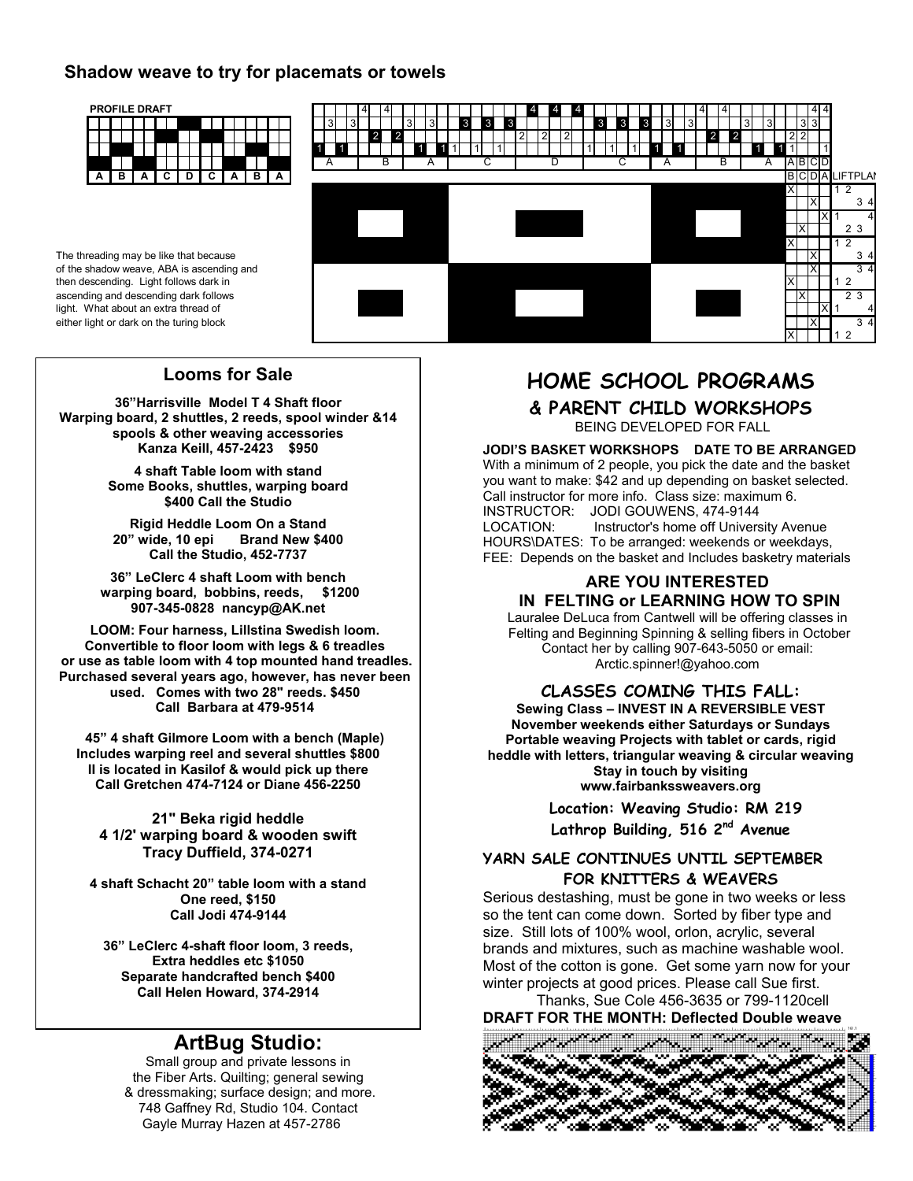## Shadow weave to try for placemats or towels

PROFILE DRAFT

A B A C D C A B A

A B A C D C A B A

ABCD

BCDA LIFTPLAN

The threading may be like that because of the shadow weave, ABA is ascending and then descending. Light follows dark in ascending and descending dark follows light. What about an extra thread of either light or dark on the turing block

## Looms for Sale

**36"Harrisville Model T 4 Shaft floor Warping board, 2 shuttles, 2 reeds, spool winder &14 spools & other weaving accessories Kanza Keill, 457-2423 $950**

**4 shaft Table loom with stand Some Books, shuttles, warping board $400 Call the Studio**

**Rigid Heddle Loom On a Stand 20" wide, 10 epi Brand New $400 Call the Studio, 452-7737**

**36" LeClerc 4 shaft Loom with bench warping board, bobbins, reeds, $1200 907-345-0828 nancyp@AK.net**

**LOOM: Four harness, Lillstina Swedish loom. Convertible to floor loom with legs & 6 treadles or use as table loom with 4 top mounted hand treadles. Purchased several years ago, however, has never been used. Comes with two 28" reeds. $450 Call Barbara at 479-9514**

**45" 4 shaft Gilmore Loom with a bench (Maple) Includes warping reel and several shuttles $800 Il is located in Kasilof & would pick up there Call Gretchen 474-7124 or Diane 456-2250**

**21" Beka rigid heddle 4 1/2' warping board & wooden swift Tracy Duffield, 374-0271**

**4 shaft Schacht 20" table loom with a stand One reed, $150 Call Jodi 474-9144**

**36" LeClerc 4-shaft floor loom, 3 reeds, Extra heddles etc $1050 Separate handcrafted bench $400 Call Helen Howard, 374-2914**

## ArtBug Studio:

Small group and private lessons in the Fiber Arts. Quilting; general sewing & dressmaking; surface design; and more. 748 Gaffney Rd, Studio 104. Contact Gayle Murray Hazen at 457-2786

## HOME SCHOOL PROGRAMS

### & PARENT CHILD WORKSHOPS

BEING DEVELOPED FOR FALL

**JODI'S BASKET WORKSHOPS DATE TO BE ARRANGED**

With a minimum of 2 people, you pick the date and the basket you want to make: $42 and up depending on basket selected. Call instructor for more info. Class size: maximum 6.
INSTRUCTOR: JODI GOUWENS, 474-9144
LOCATION: Instructor's home off University Avenue
HOURS\DATES: To be arranged: weekends or weekdays,
FEE: Depends on the basket and Includes basketry materials

### ARE YOU INTERESTED IN FELTING or LEARNING HOW TO SPIN

Lauralee DeLuca from Cantwell will be offering classes in Felting and Beginning Spinning & selling fibers in October Contact her by calling 907-643-5050 or email: Arctic.spinner!@yahoo.com

### CLASSES COMING THIS FALL:

**Sewing Class – INVEST IN A REVERSIBLE VEST November weekends either Saturdays or Sundays Portable weaving Projects with tablet or cards, rigid heddle with letters, triangular weaving & circular weaving Stay in touch by visiting www.fairbanksweavers.org**

**Location: Weaving Studio: RM 219 Lathrop Building, 516 2nd Avenue**

### YARN SALE CONTINUES UNTIL SEPTEMBER FOR KNITTERS & WEAVERS

Serious destashing, must be gone in two weeks or less so the tent can come down. Sorted by fiber type and size. Still lots of 100% wool, orlon, acrylic, several brands and mixtures, such as machine washable wool. Most of the cotton is gone. Get some yarn now for your winter projects at good prices. Please call Sue first.

Thanks, Sue Cole 456-3635 or 799-1120cell

**DRAFT FOR THE MONTH: Deflected Double weave**